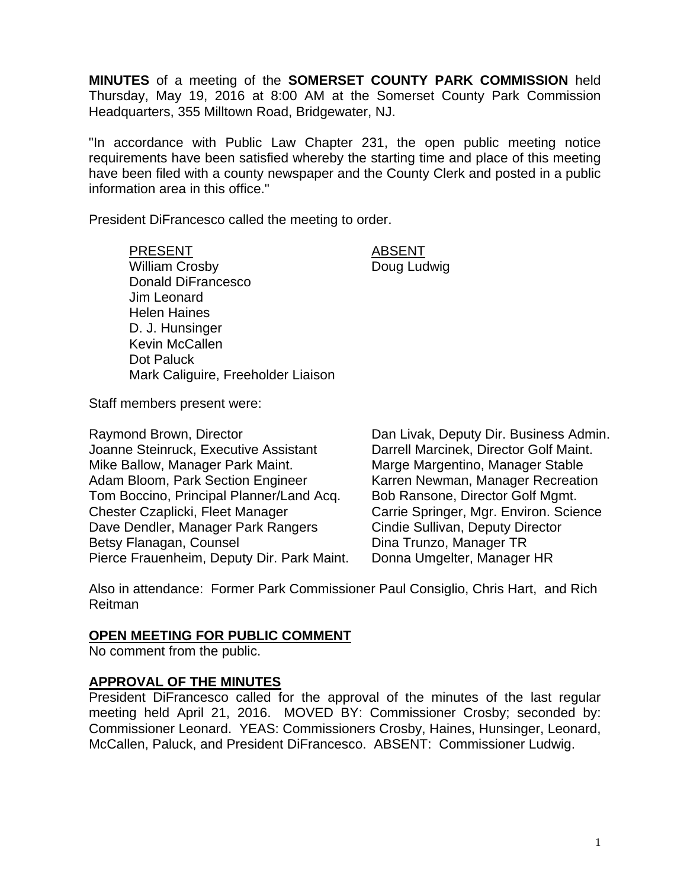**MINUTES** of a meeting of the **SOMERSET COUNTY PARK COMMISSION** held Thursday, May 19, 2016 at 8:00 AM at the Somerset County Park Commission Headquarters, 355 Milltown Road, Bridgewater, NJ.

"In accordance with Public Law Chapter 231, the open public meeting notice requirements have been satisfied whereby the starting time and place of this meeting have been filed with a county newspaper and the County Clerk and posted in a public information area in this office."

President DiFrancesco called the meeting to order.

| PRESENT | ABSENT |
|---|---|
| William Crosby | Doug Ludwig |
| Donald DiFrancesco | |
| Jim Leonard | |
| Helen Haines | |
| D. J. Hunsinger | |
| Kevin McCallen | |
| Dot Paluck | |
| Mark Caliguire, Freeholder Liaison | |

Staff members present were:

| | |
|---|---|
| Raymond Brown, Director | Dan Livak, Deputy Dir. Business Admin. |
| Joanne Steinruck, Executive Assistant | Darrell Marcinek, Director Golf Maint. |
| Mike Ballow, Manager Park Maint. | Marge Margentino, Manager Stable |
| Adam Bloom, Park Section Engineer | Karren Newman, Manager Recreation |
| Tom Boccino, Principal Planner/Land Acq. | Bob Ransone, Director Golf Mgmt. |
| Chester Czaplicki, Fleet Manager | Carrie Springer, Mgr. Environ. Science |
| Dave Dendler, Manager Park Rangers | Cindie Sullivan, Deputy Director |
| Betsy Flanagan, Counsel | Dina Trunzo, Manager TR |
| Pierce Frauenheim, Deputy Dir. Park Maint. | Donna Umgelter, Manager HR |

Also in attendance: Former Park Commissioner Paul Consiglio, Chris Hart, and Rich Reitman

## OPEN MEETING FOR PUBLIC COMMENT

No comment from the public.

## APPROVAL OF THE MINUTES

President DiFrancesco called for the approval of the minutes of the last regular meeting held April 21, 2016. MOVED BY: Commissioner Crosby; seconded by: Commissioner Leonard. YEAS: Commissioners Crosby, Haines, Hunsinger, Leonard, McCallen, Paluck, and President DiFrancesco. ABSENT: Commissioner Ludwig.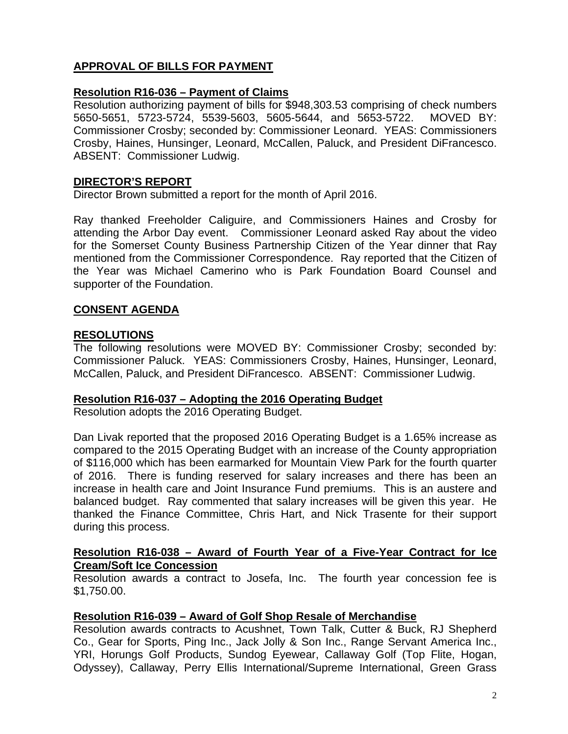## APPROVAL OF BILLS FOR PAYMENT

### Resolution R16-036 – Payment of Claims

Resolution authorizing payment of bills for $948,303.53 comprising of check numbers 5650-5651, 5723-5724, 5539-5603, 5605-5644, and 5653-5722. MOVED BY: Commissioner Crosby; seconded by: Commissioner Leonard. YEAS: Commissioners Crosby, Haines, Hunsinger, Leonard, McCallen, Paluck, and President DiFrancesco. ABSENT: Commissioner Ludwig.

## DIRECTOR'S REPORT

Director Brown submitted a report for the month of April 2016.

Ray thanked Freeholder Caliguire, and Commissioners Haines and Crosby for attending the Arbor Day event. Commissioner Leonard asked Ray about the video for the Somerset County Business Partnership Citizen of the Year dinner that Ray mentioned from the Commissioner Correspondence. Ray reported that the Citizen of the Year was Michael Camerino who is Park Foundation Board Counsel and supporter of the Foundation.

## CONSENT AGENDA

## RESOLUTIONS

The following resolutions were MOVED BY: Commissioner Crosby; seconded by: Commissioner Paluck. YEAS: Commissioners Crosby, Haines, Hunsinger, Leonard, McCallen, Paluck, and President DiFrancesco. ABSENT: Commissioner Ludwig.

### Resolution R16-037 – Adopting the 2016 Operating Budget

Resolution adopts the 2016 Operating Budget.

Dan Livak reported that the proposed 2016 Operating Budget is a 1.65% increase as compared to the 2015 Operating Budget with an increase of the County appropriation of $116,000 which has been earmarked for Mountain View Park for the fourth quarter of 2016. There is funding reserved for salary increases and there has been an increase in health care and Joint Insurance Fund premiums. This is an austere and balanced budget. Ray commented that salary increases will be given this year. He thanked the Finance Committee, Chris Hart, and Nick Trasente for their support during this process.

### Resolution R16-038 – Award of Fourth Year of a Five-Year Contract for Ice Cream/Soft Ice Concession

Resolution awards a contract to Josefa, Inc. The fourth year concession fee is $1,750.00.

### Resolution R16-039 – Award of Golf Shop Resale of Merchandise

Resolution awards contracts to Acushnet, Town Talk, Cutter & Buck, RJ Shepherd Co., Gear for Sports, Ping Inc., Jack Jolly & Son Inc., Range Servant America Inc., YRI, Horungs Golf Products, Sundog Eyewear, Callaway Golf (Top Flite, Hogan, Odyssey), Callaway, Perry Ellis International/Supreme International, Green Grass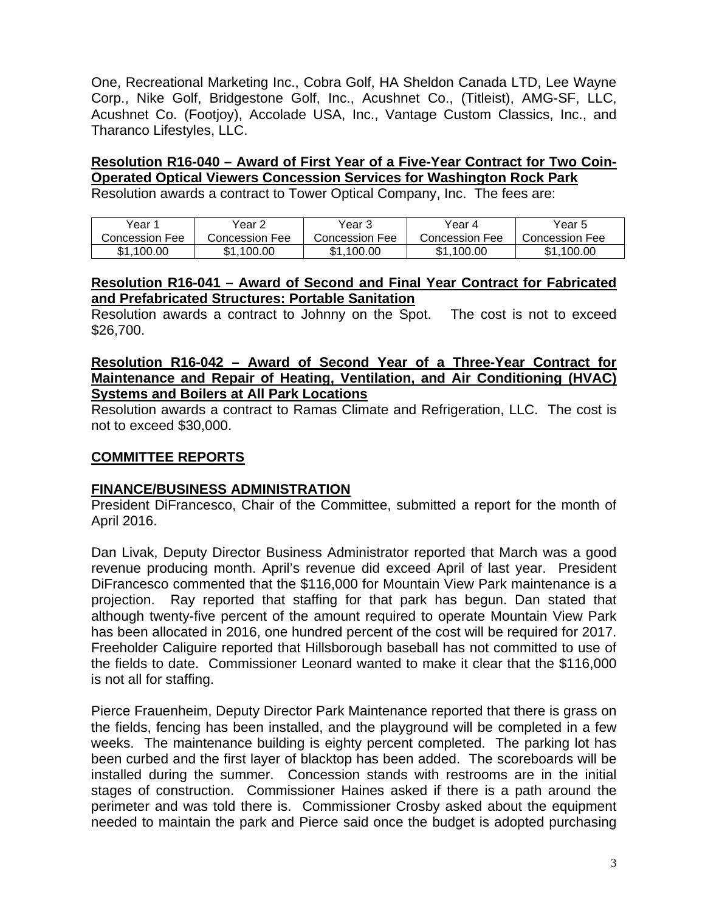One, Recreational Marketing Inc., Cobra Golf, HA Sheldon Canada LTD, Lee Wayne Corp., Nike Golf, Bridgestone Golf, Inc., Acushnet Co., (Titleist), AMG-SF, LLC, Acushnet Co. (Footjoy), Accolade USA, Inc., Vantage Custom Classics, Inc., and Tharanco Lifestyles, LLC.

**Resolution R16-040 – Award of First Year of a Five-Year Contract for Two Coin-Operated Optical Viewers Concession Services for Washington Rock Park**

Resolution awards a contract to Tower Optical Company, Inc. The fees are:

| Year 1 Concession Fee | Year 2 Concession Fee | Year 3 Concession Fee | Year 4 Concession Fee | Year 5 Concession Fee |
|---|---|---|---|---|
| $1,100.00 | $1,100.00 | $1,100.00 | $1,100.00 | $1,100.00 |

**Resolution R16-041 – Award of Second and Final Year Contract for Fabricated and Prefabricated Structures: Portable Sanitation**

Resolution awards a contract to Johnny on the Spot. The cost is not to exceed $26,700.

**Resolution R16-042 – Award of Second Year of a Three-Year Contract for Maintenance and Repair of Heating, Ventilation, and Air Conditioning (HVAC) Systems and Boilers at All Park Locations**

Resolution awards a contract to Ramas Climate and Refrigeration, LLC. The cost is not to exceed $30,000.

## COMMITTEE REPORTS

### FINANCE/BUSINESS ADMINISTRATION

President DiFrancesco, Chair of the Committee, submitted a report for the month of April 2016.

Dan Livak, Deputy Director Business Administrator reported that March was a good revenue producing month. April's revenue did exceed April of last year. President DiFrancesco commented that the $116,000 for Mountain View Park maintenance is a projection. Ray reported that staffing for that park has begun. Dan stated that although twenty-five percent of the amount required to operate Mountain View Park has been allocated in 2016, one hundred percent of the cost will be required for 2017. Freeholder Caliguire reported that Hillsborough baseball has not committed to use of the fields to date. Commissioner Leonard wanted to make it clear that the $116,000 is not all for staffing.

Pierce Frauenheim, Deputy Director Park Maintenance reported that there is grass on the fields, fencing has been installed, and the playground will be completed in a few weeks. The maintenance building is eighty percent completed. The parking lot has been curbed and the first layer of blacktop has been added. The scoreboards will be installed during the summer. Concession stands with restrooms are in the initial stages of construction. Commissioner Haines asked if there is a path around the perimeter and was told there is. Commissioner Crosby asked about the equipment needed to maintain the park and Pierce said once the budget is adopted purchasing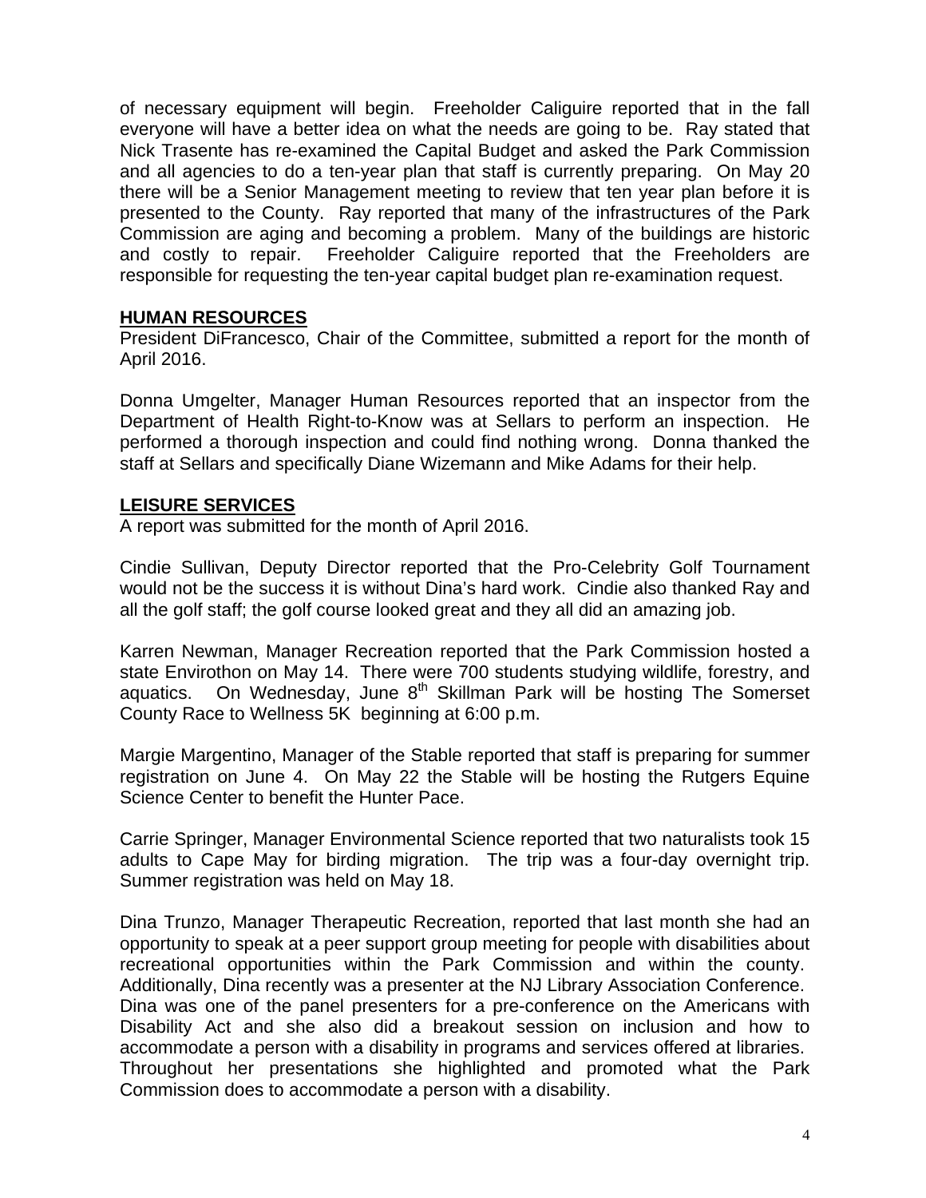of necessary equipment will begin. Freeholder Caliguire reported that in the fall everyone will have a better idea on what the needs are going to be. Ray stated that Nick Trasente has re-examined the Capital Budget and asked the Park Commission and all agencies to do a ten-year plan that staff is currently preparing. On May 20 there will be a Senior Management meeting to review that ten year plan before it is presented to the County. Ray reported that many of the infrastructures of the Park Commission are aging and becoming a problem. Many of the buildings are historic and costly to repair. Freeholder Caliguire reported that the Freeholders are responsible for requesting the ten-year capital budget plan re-examination request.

**HUMAN RESOURCES**

President DiFrancesco, Chair of the Committee, submitted a report for the month of April 2016.

Donna Umgelter, Manager Human Resources reported that an inspector from the Department of Health Right-to-Know was at Sellars to perform an inspection. He performed a thorough inspection and could find nothing wrong. Donna thanked the staff at Sellars and specifically Diane Wizemann and Mike Adams for their help.

**LEISURE SERVICES**

A report was submitted for the month of April 2016.

Cindie Sullivan, Deputy Director reported that the Pro-Celebrity Golf Tournament would not be the success it is without Dina's hard work. Cindie also thanked Ray and all the golf staff; the golf course looked great and they all did an amazing job.

Karren Newman, Manager Recreation reported that the Park Commission hosted a state Envirothon on May 14. There were 700 students studying wildlife, forestry, and aquatics. On Wednesday, June 8th Skillman Park will be hosting The Somerset County Race to Wellness 5K beginning at 6:00 p.m.

Margie Margentino, Manager of the Stable reported that staff is preparing for summer registration on June 4. On May 22 the Stable will be hosting the Rutgers Equine Science Center to benefit the Hunter Pace.

Carrie Springer, Manager Environmental Science reported that two naturalists took 15 adults to Cape May for birding migration. The trip was a four-day overnight trip. Summer registration was held on May 18.

Dina Trunzo, Manager Therapeutic Recreation, reported that last month she had an opportunity to speak at a peer support group meeting for people with disabilities about recreational opportunities within the Park Commission and within the county. Additionally, Dina recently was a presenter at the NJ Library Association Conference. Dina was one of the panel presenters for a pre-conference on the Americans with Disability Act and she also did a breakout session on inclusion and how to accommodate a person with a disability in programs and services offered at libraries. Throughout her presentations she highlighted and promoted what the Park Commission does to accommodate a person with a disability.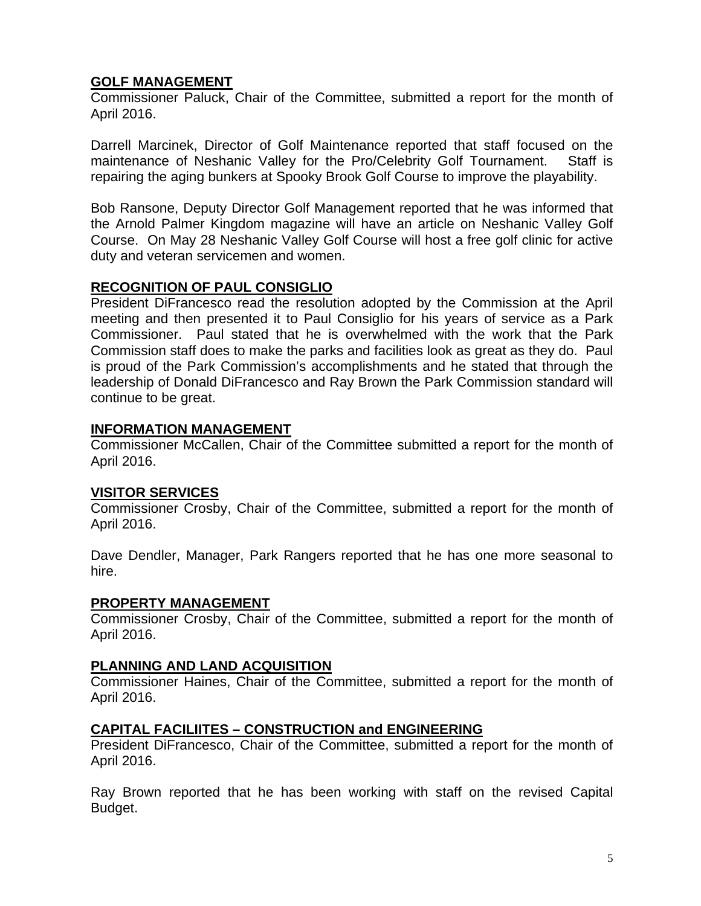**GOLF MANAGEMENT**

Commissioner Paluck, Chair of the Committee, submitted a report for the month of April 2016.

Darrell Marcinek, Director of Golf Maintenance reported that staff focused on the maintenance of Neshanic Valley for the Pro/Celebrity Golf Tournament. Staff is repairing the aging bunkers at Spooky Brook Golf Course to improve the playability.

Bob Ransone, Deputy Director Golf Management reported that he was informed that the Arnold Palmer Kingdom magazine will have an article on Neshanic Valley Golf Course. On May 28 Neshanic Valley Golf Course will host a free golf clinic for active duty and veteran servicemen and women.

**RECOGNITION OF PAUL CONSIGLIO**

President DiFrancesco read the resolution adopted by the Commission at the April meeting and then presented it to Paul Consiglio for his years of service as a Park Commissioner. Paul stated that he is overwhelmed with the work that the Park Commission staff does to make the parks and facilities look as great as they do. Paul is proud of the Park Commission's accomplishments and he stated that through the leadership of Donald DiFrancesco and Ray Brown the Park Commission standard will continue to be great.

**INFORMATION MANAGEMENT**

Commissioner McCallen, Chair of the Committee submitted a report for the month of April 2016.

**VISITOR SERVICES**

Commissioner Crosby, Chair of the Committee, submitted a report for the month of April 2016.

Dave Dendler, Manager, Park Rangers reported that he has one more seasonal to hire.

**PROPERTY MANAGEMENT**

Commissioner Crosby, Chair of the Committee, submitted a report for the month of April 2016.

**PLANNING AND LAND ACQUISITION**

Commissioner Haines, Chair of the Committee, submitted a report for the month of April 2016.

**CAPITAL FACILIITES – CONSTRUCTION and ENGINEERING**

President DiFrancesco, Chair of the Committee, submitted a report for the month of April 2016.

Ray Brown reported that he has been working with staff on the revised Capital Budget.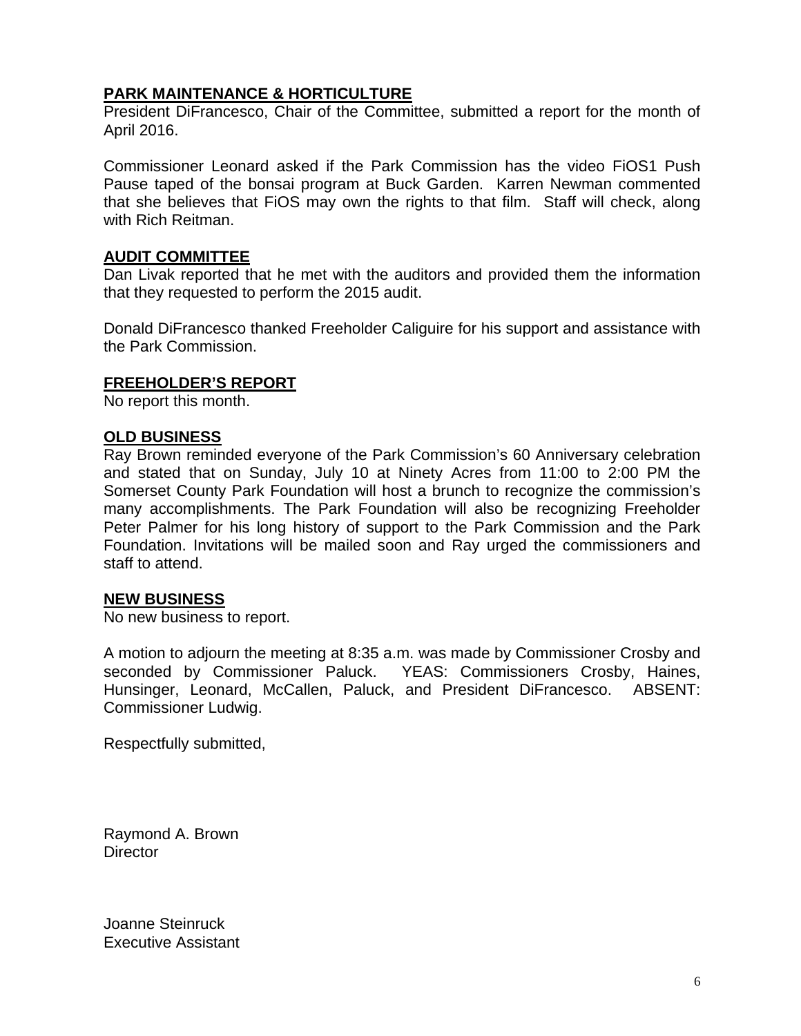**PARK MAINTENANCE & HORTICULTURE**

President DiFrancesco, Chair of the Committee, submitted a report for the month of April 2016.

Commissioner Leonard asked if the Park Commission has the video FiOS1 Push Pause taped of the bonsai program at Buck Garden. Karren Newman commented that she believes that FiOS may own the rights to that film. Staff will check, along with Rich Reitman.

**AUDIT COMMITTEE**

Dan Livak reported that he met with the auditors and provided them the information that they requested to perform the 2015 audit.

Donald DiFrancesco thanked Freeholder Caliguire for his support and assistance with the Park Commission.

**FREEHOLDER'S REPORT**

No report this month.

**OLD BUSINESS**

Ray Brown reminded everyone of the Park Commission's 60 Anniversary celebration and stated that on Sunday, July 10 at Ninety Acres from 11:00 to 2:00 PM the Somerset County Park Foundation will host a brunch to recognize the commission's many accomplishments. The Park Foundation will also be recognizing Freeholder Peter Palmer for his long history of support to the Park Commission and the Park Foundation. Invitations will be mailed soon and Ray urged the commissioners and staff to attend.

**NEW BUSINESS**

No new business to report.

A motion to adjourn the meeting at 8:35 a.m. was made by Commissioner Crosby and seconded by Commissioner Paluck. YEAS: Commissioners Crosby, Haines, Hunsinger, Leonard, McCallen, Paluck, and President DiFrancesco. ABSENT: Commissioner Ludwig.

Respectfully submitted,

Raymond A. Brown
Director

Joanne Steinruck
Executive Assistant